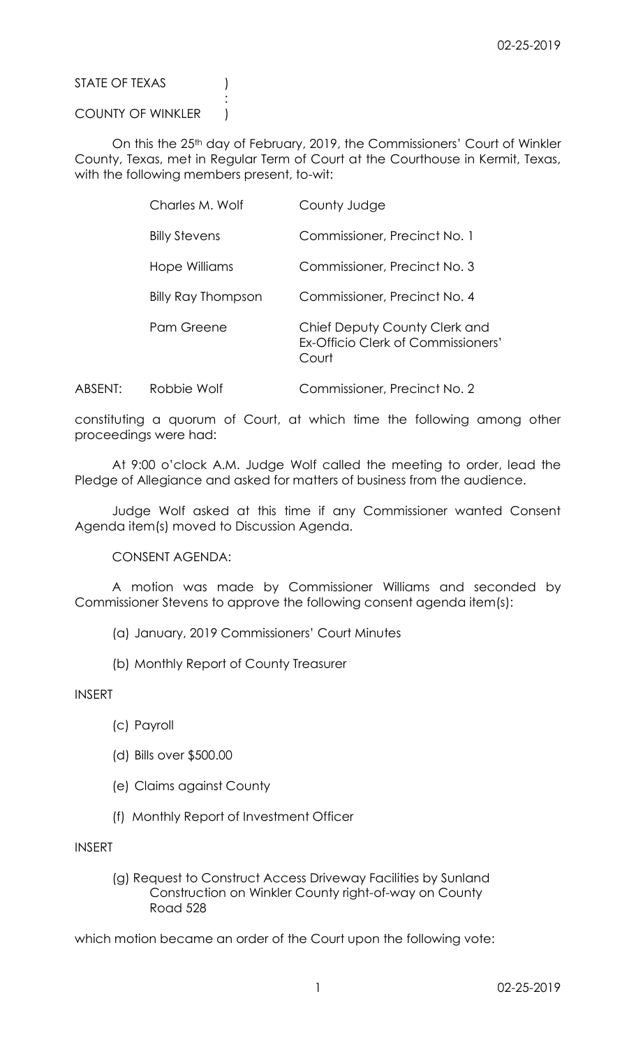STATE OF TEXAS )
:
COUNTY OF WINKLER )

On this the 25th day of February, 2019, the Commissioners' Court of Winkler County, Texas, met in Regular Term of Court at the Courthouse in Kermit, Texas, with the following members present, to-wit:

| | |
|---|---|
| Charles M. Wolf | County Judge |
| Billy Stevens | Commissioner, Precinct No. 1 |
| Hope Williams | Commissioner, Precinct No. 3 |
| Billy Ray Thompson | Commissioner, Precinct No. 4 |
| Pam Greene | Chief Deputy County Clerk and Ex-Officio Clerk of Commissioners' Court |

ABSENT: Robbie Wolf Commissioner, Precinct No. 2

constituting a quorum of Court, at which time the following among other proceedings were had:

At 9:00 o'clock A.M. Judge Wolf called the meeting to order, lead the Pledge of Allegiance and asked for matters of business from the audience.

Judge Wolf asked at this time if any Commissioner wanted Consent Agenda item(s) moved to Discussion Agenda.

CONSENT AGENDA:

A motion was made by Commissioner Williams and seconded by Commissioner Stevens to approve the following consent agenda item(s):

(a) January, 2019 Commissioners' Court Minutes

(b) Monthly Report of County Treasurer

INSERT

(c) Payroll

(d) Bills over $500.00

(e) Claims against County

(f) Monthly Report of Investment Officer

INSERT

(g) Request to Construct Access Driveway Facilities by Sunland Construction on Winkler County right-of-way on County Road 528

which motion became an order of the Court upon the following vote: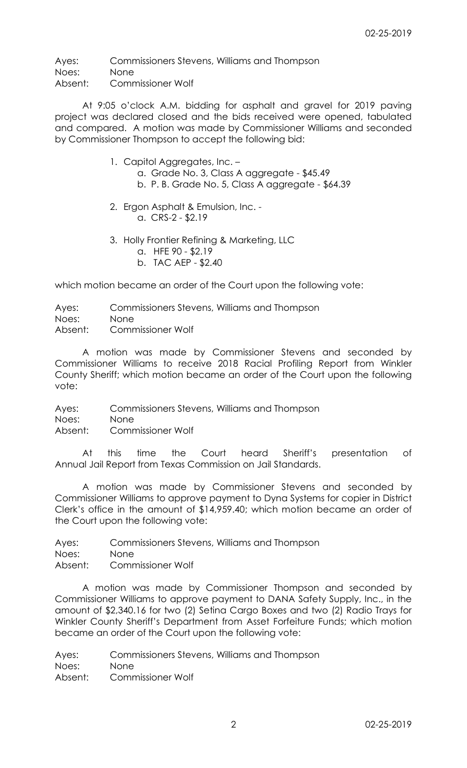Ayes: Commissioners Stevens, Williams and Thompson
Noes: None
Absent: Commissioner Wolf

At 9:05 o'clock A.M. bidding for asphalt and gravel for 2019 paving project was declared closed and the bids received were opened, tabulated and compared. A motion was made by Commissioner Williams and seconded by Commissioner Thompson to accept the following bid:

1. Capitol Aggregates, Inc. –
   a. Grade No. 3, Class A aggregate - $45.49
   b. P. B. Grade No. 5, Class A aggregate - $64.39

2. Ergon Asphalt & Emulsion, Inc. -
   a. CRS-2 - $2.19

3. Holly Frontier Refining & Marketing, LLC
   a. HFE 90 - $2.19
   b. TAC AEP - $2.40

which motion became an order of the Court upon the following vote:

Ayes: Commissioners Stevens, Williams and Thompson
Noes: None
Absent: Commissioner Wolf

A motion was made by Commissioner Stevens and seconded by Commissioner Williams to receive 2018 Racial Profiling Report from Winkler County Sheriff; which motion became an order of the Court upon the following vote:

Ayes: Commissioners Stevens, Williams and Thompson
Noes: None
Absent: Commissioner Wolf

At this time the Court heard Sheriff's presentation of Annual Jail Report from Texas Commission on Jail Standards.

A motion was made by Commissioner Stevens and seconded by Commissioner Williams to approve payment to Dyna Systems for copier in District Clerk's office in the amount of $14,959.40; which motion became an order of the Court upon the following vote:

Ayes: Commissioners Stevens, Williams and Thompson
Noes: None
Absent: Commissioner Wolf

A motion was made by Commissioner Thompson and seconded by Commissioner Williams to approve payment to DANA Safety Supply, Inc., in the amount of $2,340.16 for two (2) Setina Cargo Boxes and two (2) Radio Trays for Winkler County Sheriff's Department from Asset Forfeiture Funds; which motion became an order of the Court upon the following vote:

Ayes: Commissioners Stevens, Williams and Thompson
Noes: None
Absent: Commissioner Wolf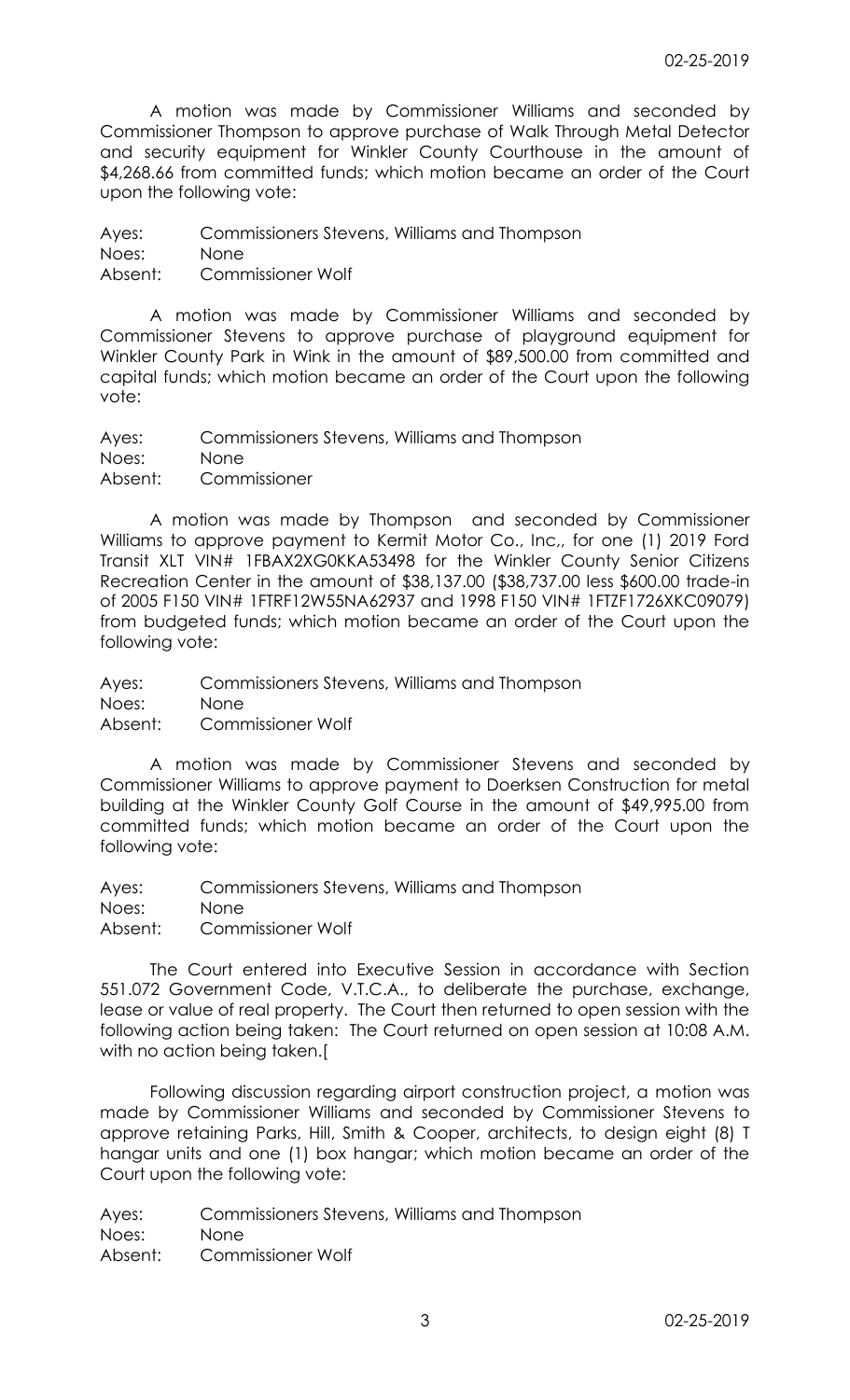A motion was made by Commissioner Williams and seconded by Commissioner Thompson to approve purchase of Walk Through Metal Detector and security equipment for Winkler County Courthouse in the amount of $4,268.66 from committed funds; which motion became an order of the Court upon the following vote:

Ayes: Commissioners Stevens, Williams and Thompson
Noes: None
Absent: Commissioner Wolf

A motion was made by Commissioner Williams and seconded by Commissioner Stevens to approve purchase of playground equipment for Winkler County Park in Wink in the amount of $89,500.00 from committed and capital funds; which motion became an order of the Court upon the following vote:

Ayes: Commissioners Stevens, Williams and Thompson
Noes: None
Absent: Commissioner

A motion was made by Thompson and seconded by Commissioner Williams to approve payment to Kermit Motor Co., Inc,, for one (1) 2019 Ford Transit XLT VIN# 1FBAX2XG0KKA53498 for the Winkler County Senior Citizens Recreation Center in the amount of $38,137.00 ($38,737.00 less $600.00 trade-in of 2005 F150 VIN# 1FTRF12W55NA62937 and 1998 F150 VIN# 1FTZF1726XKC09079) from budgeted funds; which motion became an order of the Court upon the following vote:

Ayes: Commissioners Stevens, Williams and Thompson
Noes: None
Absent: Commissioner Wolf

A motion was made by Commissioner Stevens and seconded by Commissioner Williams to approve payment to Doerksen Construction for metal building at the Winkler County Golf Course in the amount of $49,995.00 from committed funds; which motion became an order of the Court upon the following vote:

Ayes: Commissioners Stevens, Williams and Thompson
Noes: None
Absent: Commissioner Wolf

The Court entered into Executive Session in accordance with Section 551.072 Government Code, V.T.C.A., to deliberate the purchase, exchange, lease or value of real property. The Court then returned to open session with the following action being taken: The Court returned on open session at 10:08 A.M. with no action being taken.[

Following discussion regarding airport construction project, a motion was made by Commissioner Williams and seconded by Commissioner Stevens to approve retaining Parks, Hill, Smith & Cooper, architects, to design eight (8) T hangar units and one (1) box hangar; which motion became an order of the Court upon the following vote:

Ayes: Commissioners Stevens, Williams and Thompson
Noes: None
Absent: Commissioner Wolf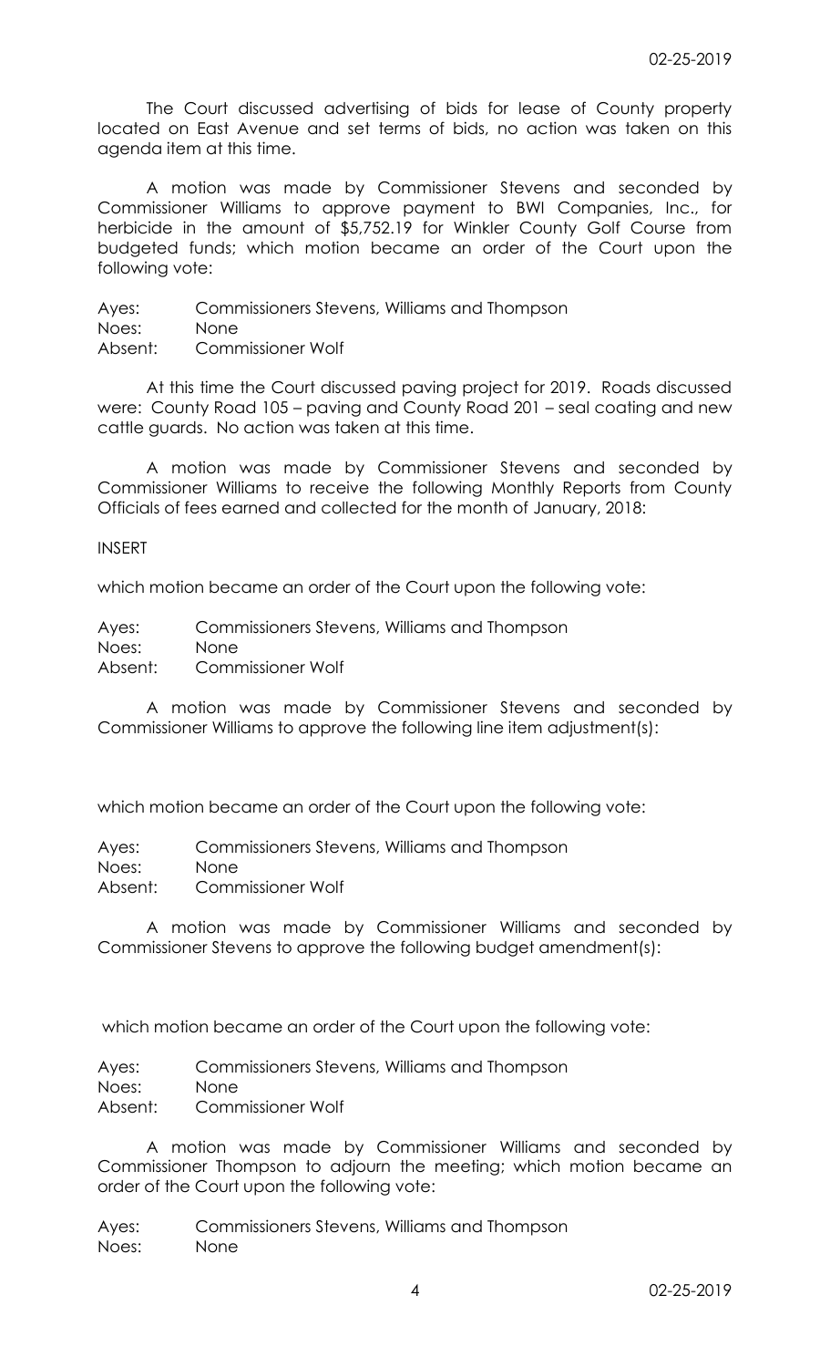The Court discussed advertising of bids for lease of County property located on East Avenue and set terms of bids, no action was taken on this agenda item at this time.

A motion was made by Commissioner Stevens and seconded by Commissioner Williams to approve payment to BWI Companies, Inc., for herbicide in the amount of $5,752.19 for Winkler County Golf Course from budgeted funds; which motion became an order of the Court upon the following vote:

Ayes: Commissioners Stevens, Williams and Thompson
Noes: None
Absent: Commissioner Wolf

At this time the Court discussed paving project for 2019. Roads discussed were: County Road 105 – paving and County Road 201 – seal coating and new cattle guards. No action was taken at this time.

A motion was made by Commissioner Stevens and seconded by Commissioner Williams to receive the following Monthly Reports from County Officials of fees earned and collected for the month of January, 2018:

INSERT

which motion became an order of the Court upon the following vote:

Ayes: Commissioners Stevens, Williams and Thompson
Noes: None
Absent: Commissioner Wolf

A motion was made by Commissioner Stevens and seconded by Commissioner Williams to approve the following line item adjustment(s):

which motion became an order of the Court upon the following vote:

Ayes: Commissioners Stevens, Williams and Thompson
Noes: None
Absent: Commissioner Wolf

A motion was made by Commissioner Williams and seconded by Commissioner Stevens to approve the following budget amendment(s):

which motion became an order of the Court upon the following vote:

Ayes: Commissioners Stevens, Williams and Thompson
Noes: None
Absent: Commissioner Wolf

A motion was made by Commissioner Williams and seconded by Commissioner Thompson to adjourn the meeting; which motion became an order of the Court upon the following vote:

Ayes: Commissioners Stevens, Williams and Thompson
Noes: None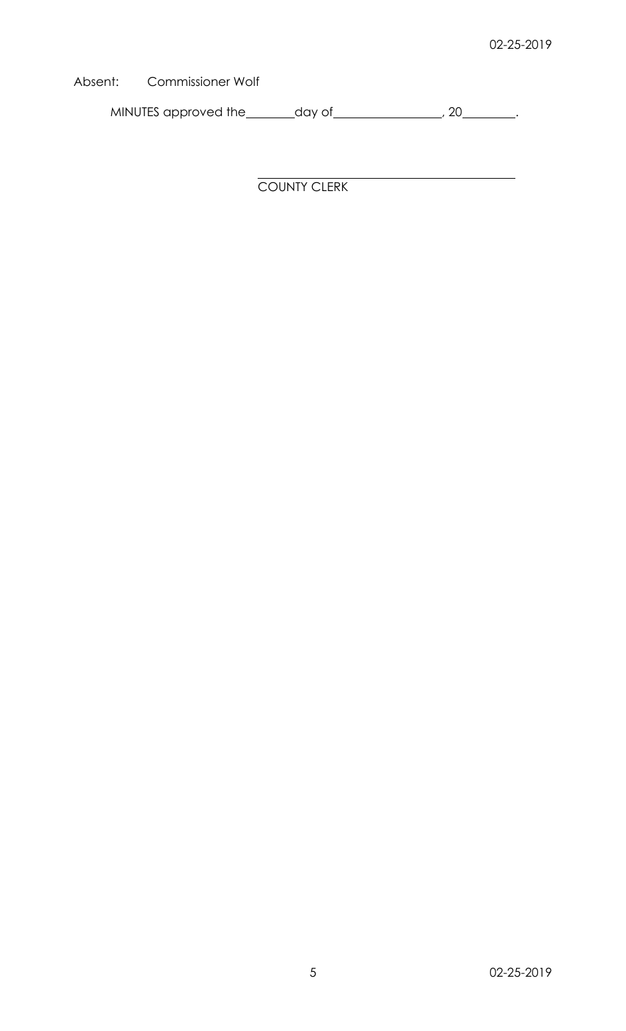Absent: Commissioner Wolf

MINUTES approved the_______day of________________, 20________.

_______________________________________

COUNTY CLERK